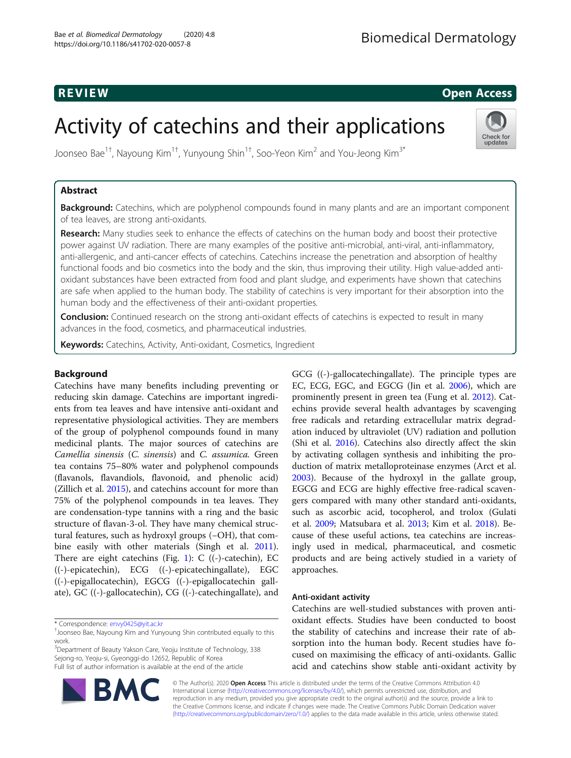REVIEW

Open Access

# Activity of catechins and their applications

Joonseo Bae[1†], Nayoung Kim[1†], Yunyoung Shin[1†], Soo-Yeon Kim[2] and You-Jeong Kim[3*]

## Abstract

**Background:** Catechins, which are polyphenol compounds found in many plants and are an important component of tea leaves, are strong anti-oxidants.

**Research:** Many studies seek to enhance the effects of catechins on the human body and boost their protective power against UV radiation. There are many examples of the positive anti-microbial, anti-viral, anti-inflammatory, anti-allergenic, and anti-cancer effects of catechins. Catechins increase the penetration and absorption of healthy functional foods and bio cosmetics into the body and the skin, thus improving their utility. High value-added anti-oxidant substances have been extracted from food and plant sludge, and experiments have shown that catechins are safe when applied to the human body. The stability of catechins is very important for their absorption into the human body and the effectiveness of their anti-oxidant properties.

**Conclusion:** Continued research on the strong anti-oxidant effects of catechins is expected to result in many advances in the food, cosmetics, and pharmaceutical industries.

**Keywords:** Catechins, Activity, Anti-oxidant, Cosmetics, Ingredient

## Background

Catechins have many benefits including preventing or reducing skin damage. Catechins are important ingredients from tea leaves and have intensive anti-oxidant and representative physiological activities. They are members of the group of polyphenol compounds found in many medicinal plants. The major sources of catechins are *Camellia sinensis* (*C. sinensis*) and *C. assumica.* Green tea contains 75–80% water and polyphenol compounds (flavanols, flavandiols, flavonoid, and phenolic acid) (Zillich et al. 2015), and catechins account for more than 75% of the polyphenol compounds in tea leaves. They are condensation-type tannins with a ring and the basic structure of flavan-3-ol. They have many chemical structural features, such as hydroxyl groups (–OH), that combine easily with other materials (Singh et al. 2011). There are eight catechins (Fig. 1): C ((-)-catechin), EC ((-)-epicatechin), ECG ((-)-epicatechingallate), EGC ((-)-epigallocatechin), EGCG ((-)-epigallocatechin gallate), GC ((-)-gallocatechin), CG ((-)-catechingallate), and GCG ((-)-gallocatechingallate). The principle types are EC, ECG, EGC, and EGCG (Jin et al. 2006), which are prominently present in green tea (Fung et al. 2012). Catechins provide several health advantages by scavenging free radicals and retarding extracellular matrix degradation induced by ultraviolet (UV) radiation and pollution (Shi et al. 2016). Catechins also directly affect the skin by activating collagen synthesis and inhibiting the production of matrix metalloproteinase enzymes (Arct et al. 2003). Because of the hydroxyl in the gallate group, EGCG and ECG are highly effective free-radical scavengers compared with many other standard anti-oxidants, such as ascorbic acid, tocopherol, and trolox (Gulati et al. 2009; Matsubara et al. 2013; Kim et al. 2018). Because of these useful actions, tea catechins are increasingly used in medical, pharmaceutical, and cosmetic products and are being actively studied in a variety of approaches.

### Anti-oxidant activity

Catechins are well-studied substances with proven anti-oxidant effects. Studies have been conducted to boost the stability of catechins and increase their rate of absorption into the human body. Recent studies have focused on maximising the efficacy of anti-oxidants. Gallic acid and catechins show stable anti-oxidant activity by

\* Correspondence: envy0425@yit.ac.kr
†Joonseo Bae, Nayoung Kim and Yunyoung Shin contributed equally to this work.
[3]Department of Beauty Yakson Care, Yeoju Institute of Technology, 338 Sejong-ro, Yeoju-si, Gyeonggi-do 12652, Republic of Korea
Full list of author information is available at the end of the article

© The Author(s). 2020 **Open Access** This article is distributed under the terms of the Creative Commons Attribution 4.0 International License (http://creativecommons.org/licenses/by/4.0/), which permits unrestricted use, distribution, and reproduction in any medium, provided you give appropriate credit to the original author(s) and the source, provide a link to the Creative Commons license, and indicate if changes were made. The Creative Commons Public Domain Dedication waiver (http://creativecommons.org/publicdomain/zero/1.0/) applies to the data made available in this article, unless otherwise stated.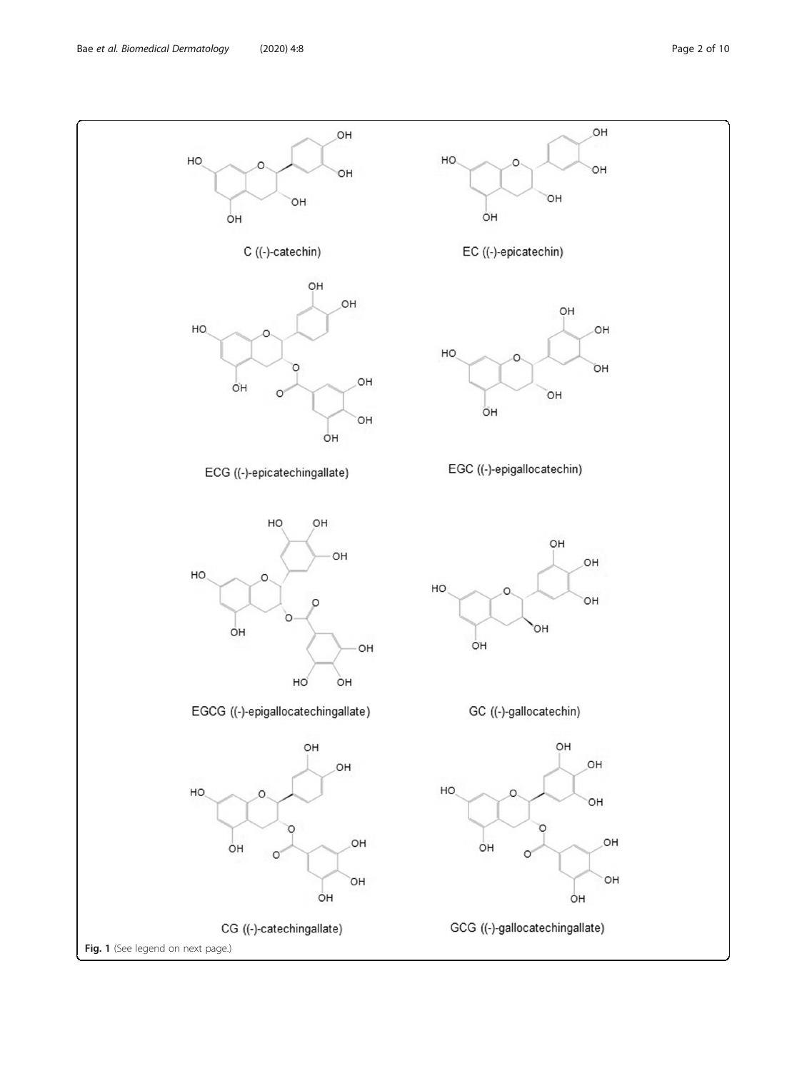C ((-)-catechin)

EC ((-)-epicatechin)

ECG ((-)-epicatechingallate)

EGC ((-)-epigallocatechin)

EGCG ((-)-epigallocatechingallate)

GC ((-)-gallocatechin)

CG ((-)-catechingallate)

GCG ((-)-gallocatechingallate)

**Fig. 1** (See legend on next page.)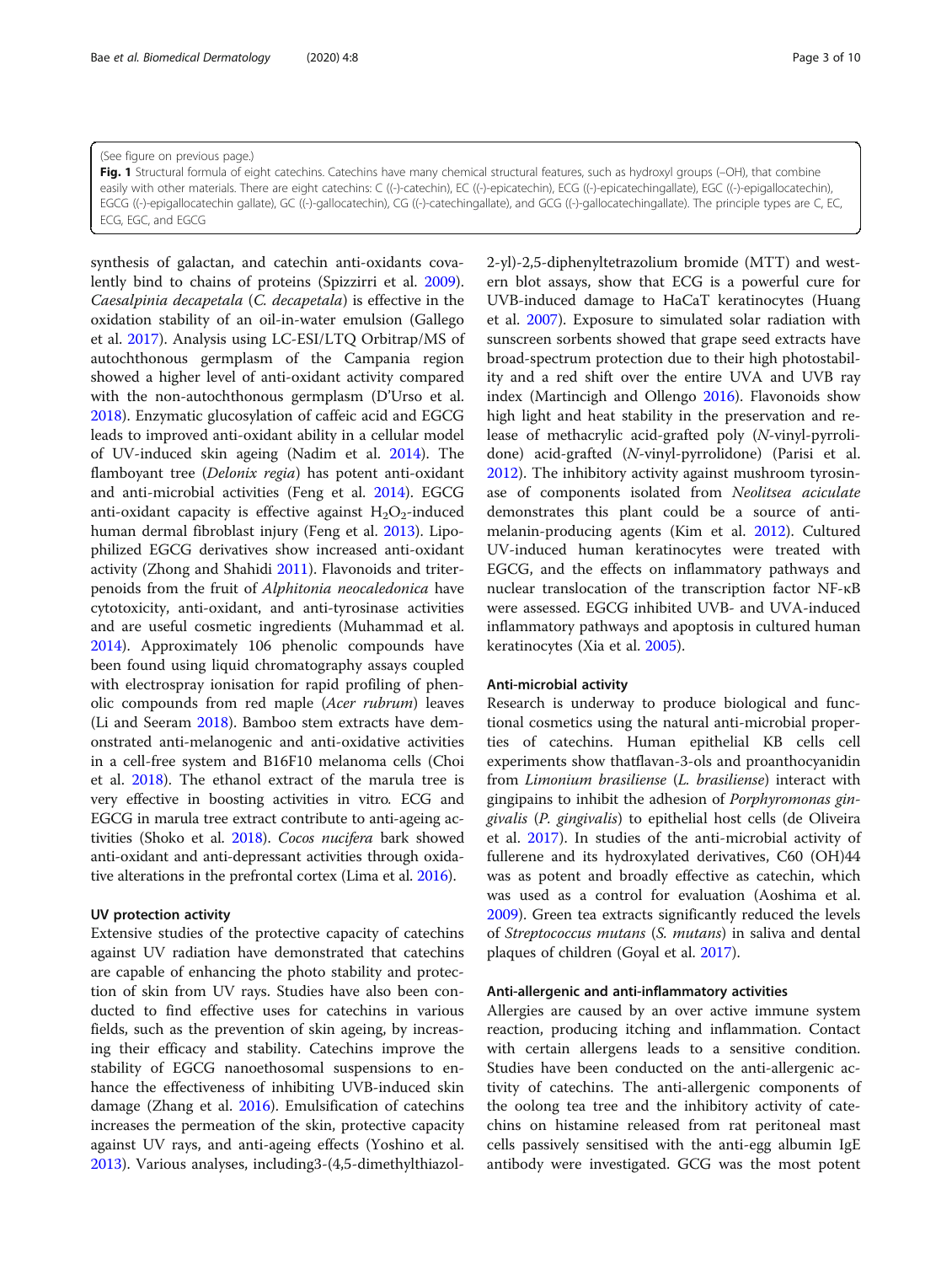(See figure on previous page.)

**Fig. 1** Structural formula of eight catechins. Catechins have many chemical structural features, such as hydroxyl groups (–OH), that combine easily with other materials. There are eight catechins: C ((-)-catechin), EC ((-)-epicatechin), ECG ((-)-epicatechingallate), EGC ((-)-epigallocatechin), EGCG ((-)-epigallocatechin gallate), GC ((-)-gallocatechin), CG ((-)-catechingallate), and GCG ((-)-gallocatechingallate). The principle types are C, EC, ECG, EGC, and EGCG

synthesis of galactan, and catechin anti-oxidants covalently bind to chains of proteins (Spizzirri et al. 2009). *Caesalpinia decapetala* (*C. decapetala*) is effective in the oxidation stability of an oil-in-water emulsion (Gallego et al. 2017). Analysis using LC-ESI/LTQ Orbitrap/MS of autochthonous germplasm of the Campania region showed a higher level of anti-oxidant activity compared with the non-autochthonous germplasm (D'Urso et al. 2018). Enzymatic glucosylation of caffeic acid and EGCG leads to improved anti-oxidant ability in a cellular model of UV-induced skin ageing (Nadim et al. 2014). The flamboyant tree (*Delonix regia*) has potent anti-oxidant and anti-microbial activities (Feng et al. 2014). EGCG anti-oxidant capacity is effective against $H_2O_2$-induced human dermal fibroblast injury (Feng et al. 2013). Lipophilized EGCG derivatives show increased anti-oxidant activity (Zhong and Shahidi 2011). Flavonoids and triterpenoids from the fruit of *Alphitonia neocaledonica* have cytotoxicity, anti-oxidant, and anti-tyrosinase activities and are useful cosmetic ingredients (Muhammad et al. 2014). Approximately 106 phenolic compounds have been found using liquid chromatography assays coupled with electrospray ionisation for rapid profiling of phenolic compounds from red maple (*Acer rubrum*) leaves (Li and Seeram 2018). Bamboo stem extracts have demonstrated anti-melanogenic and anti-oxidative activities in a cell-free system and B16F10 melanoma cells (Choi et al. 2018). The ethanol extract of the marula tree is very effective in boosting activities in vitro. ECG and EGCG in marula tree extract contribute to anti-ageing activities (Shoko et al. 2018). *Cocos nucifera* bark showed anti-oxidant and anti-depressant activities through oxidative alterations in the prefrontal cortex (Lima et al. 2016).

#### UV protection activity

Extensive studies of the protective capacity of catechins against UV radiation have demonstrated that catechins are capable of enhancing the photo stability and protection of skin from UV rays. Studies have also been conducted to find effective uses for catechins in various fields, such as the prevention of skin ageing, by increasing their efficacy and stability. Catechins improve the stability of EGCG nanoethosomal suspensions to enhance the effectiveness of inhibiting UVB-induced skin damage (Zhang et al. 2016). Emulsification of catechins increases the permeation of the skin, protective capacity against UV rays, and anti-ageing effects (Yoshino et al. 2013). Various analyses, including3-(4,5-dimethylthiazol-2-yl)-2,5-diphenyltetrazolium bromide (MTT) and western blot assays, show that ECG is a powerful cure for UVB-induced damage to HaCaT keratinocytes (Huang et al. 2007). Exposure to simulated solar radiation with sunscreen sorbents showed that grape seed extracts have broad-spectrum protection due to their high photostability and a red shift over the entire UVA and UVB ray index (Martincigh and Ollengo 2016). Flavonoids show high light and heat stability in the preservation and release of methacrylic acid-grafted poly (*N*-vinyl-pyrrolidone) acid-grafted (*N*-vinyl-pyrrolidone) (Parisi et al. 2012). The inhibitory activity against mushroom tyrosinase of components isolated from *Neolitsea aciculate* demonstrates this plant could be a source of anti-melanin-producing agents (Kim et al. 2012). Cultured UV-induced human keratinocytes were treated with EGCG, and the effects on inflammatory pathways and nuclear translocation of the transcription factor NF-κB were assessed. EGCG inhibited UVB- and UVA-induced inflammatory pathways and apoptosis in cultured human keratinocytes (Xia et al. 2005).

#### Anti-microbial activity

Research is underway to produce biological and functional cosmetics using the natural anti-microbial properties of catechins. Human epithelial KB cells cell experiments show thatflavan-3-ols and proanthocyanidin from *Limonium brasiliense* (*L. brasiliense*) interact with gingipains to inhibit the adhesion of *Porphyromonas gingivalis* (*P. gingivalis*) to epithelial host cells (de Oliveira et al. 2017). In studies of the anti-microbial activity of fullerene and its hydroxylated derivatives, C60 (OH)44 was as potent and broadly effective as catechin, which was used as a control for evaluation (Aoshima et al. 2009). Green tea extracts significantly reduced the levels of *Streptococcus mutans* (*S. mutans*) in saliva and dental plaques of children (Goyal et al. 2017).

#### Anti-allergenic and anti-inflammatory activities

Allergies are caused by an over active immune system reaction, producing itching and inflammation. Contact with certain allergens leads to a sensitive condition. Studies have been conducted on the anti-allergenic activity of catechins. The anti-allergenic components of the oolong tea tree and the inhibitory activity of catechins on histamine released from rat peritoneal mast cells passively sensitised with the anti-egg albumin IgE antibody were investigated. GCG was the most potent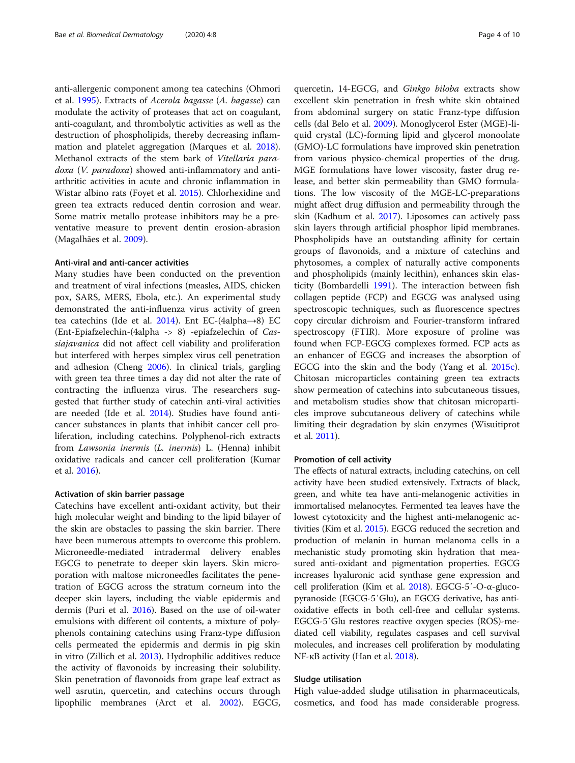anti-allergenic component among tea catechins (Ohmori et al. 1995). Extracts of *Acerola bagasse* (*A. bagasse*) can modulate the activity of proteases that act on coagulant, anti-coagulant, and thrombolytic activities as well as the destruction of phospholipids, thereby decreasing inflammation and platelet aggregation (Marques et al. 2018). Methanol extracts of the stem bark of *Vitellaria paradoxa* (*V. paradoxa*) showed anti-inflammatory and anti-arthritic activities in acute and chronic inflammation in Wistar albino rats (Foyet et al. 2015). Chlorhexidine and green tea extracts reduced dentin corrosion and wear. Some matrix metallo protease inhibitors may be a preventative measure to prevent dentin erosion-abrasion (Magalhães et al. 2009).

### Anti-viral and anti-cancer activities

Many studies have been conducted on the prevention and treatment of viral infections (measles, AIDS, chicken pox, SARS, MERS, Ebola, etc.). An experimental study demonstrated the anti-influenza virus activity of green tea catechins (Ide et al. 2014). Ent EC-(4alpha→8) EC (Ent-Epiafzelechin-(4alpha -> 8) -epiafzelechin of *Cassiajavanica* did not affect cell viability and proliferation but interfered with herpes simplex virus cell penetration and adhesion (Cheng 2006). In clinical trials, gargling with green tea three times a day did not alter the rate of contracting the influenza virus. The researchers suggested that further study of catechin anti-viral activities are needed (Ide et al. 2014). Studies have found anti-cancer substances in plants that inhibit cancer cell proliferation, including catechins. Polyphenol-rich extracts from *Lawsonia inermis* (*L. inermis*) L. (Henna) inhibit oxidative radicals and cancer cell proliferation (Kumar et al. 2016).

### Activation of skin barrier passage

Catechins have excellent anti-oxidant activity, but their high molecular weight and binding to the lipid bilayer of the skin are obstacles to passing the skin barrier. There have been numerous attempts to overcome this problem. Microneedle-mediated intradermal delivery enables EGCG to penetrate to deeper skin layers. Skin microporation with maltose microneedles facilitates the penetration of EGCG across the stratum corneum into the deeper skin layers, including the viable epidermis and dermis (Puri et al. 2016). Based on the use of oil-water emulsions with different oil contents, a mixture of polyphenols containing catechins using Franz-type diffusion cells permeated the epidermis and dermis in pig skin in vitro (Zillich et al. 2013). Hydrophilic additives reduce the activity of flavonoids by increasing their solubility. Skin penetration of flavonoids from grape leaf extract as well asrutin, quercetin, and catechins occurs through lipophilic membranes (Arct et al. 2002). EGCG, quercetin, 14-EGCG, and *Ginkgo biloba* extracts show excellent skin penetration in fresh white skin obtained from abdominal surgery on static Franz-type diffusion cells (dal Belo et al. 2009). Monoglycerol Ester (MGE)-liquid crystal (LC)-forming lipid and glycerol monoolate (GMO)-LC formulations have improved skin penetration from various physico-chemical properties of the drug. MGE formulations have lower viscosity, faster drug release, and better skin permeability than GMO formulations. The low viscosity of the MGE-LC-preparations might affect drug diffusion and permeability through the skin (Kadhum et al. 2017). Liposomes can actively pass skin layers through artificial phosphor lipid membranes. Phospholipids have an outstanding affinity for certain groups of flavonoids, and a mixture of catechins and phytosomes, a complex of naturally active components and phospholipids (mainly lecithin), enhances skin elasticity (Bombardelli 1991). The interaction between fish collagen peptide (FCP) and EGCG was analysed using spectroscopic techniques, such as fluorescence spectres copy circular dichroism and Fourier-transform infrared spectroscopy (FTIR). More exposure of proline was found when FCP-EGCG complexes formed. FCP acts as an enhancer of EGCG and increases the absorption of EGCG into the skin and the body (Yang et al. 2015c). Chitosan microparticles containing green tea extracts show permeation of catechins into subcutaneous tissues, and metabolism studies show that chitosan microparticles improve subcutaneous delivery of catechins while limiting their degradation by skin enzymes (Wisuitiprot et al. 2011).

### Promotion of cell activity

The effects of natural extracts, including catechins, on cell activity have been studied extensively. Extracts of black, green, and white tea have anti-melanogenic activities in immortalised melanocytes. Fermented tea leaves have the lowest cytotoxicity and the highest anti-melanogenic activities (Kim et al. 2015). EGCG reduced the secretion and production of melanin in human melanoma cells in a mechanistic study promoting skin hydration that measured anti-oxidant and pigmentation properties. EGCG increases hyaluronic acid synthase gene expression and cell proliferation (Kim et al. 2018). EGCG-5′-O-α-glucopyranoside (EGCG-5′Glu), an EGCG derivative, has anti-oxidative effects in both cell-free and cellular systems. EGCG-5′Glu restores reactive oxygen species (ROS)-mediated cell viability, regulates caspases and cell survival molecules, and increases cell proliferation by modulating NF-κB activity (Han et al. 2018).

### Sludge utilisation

High value-added sludge utilisation in pharmaceuticals, cosmetics, and food has made considerable progress.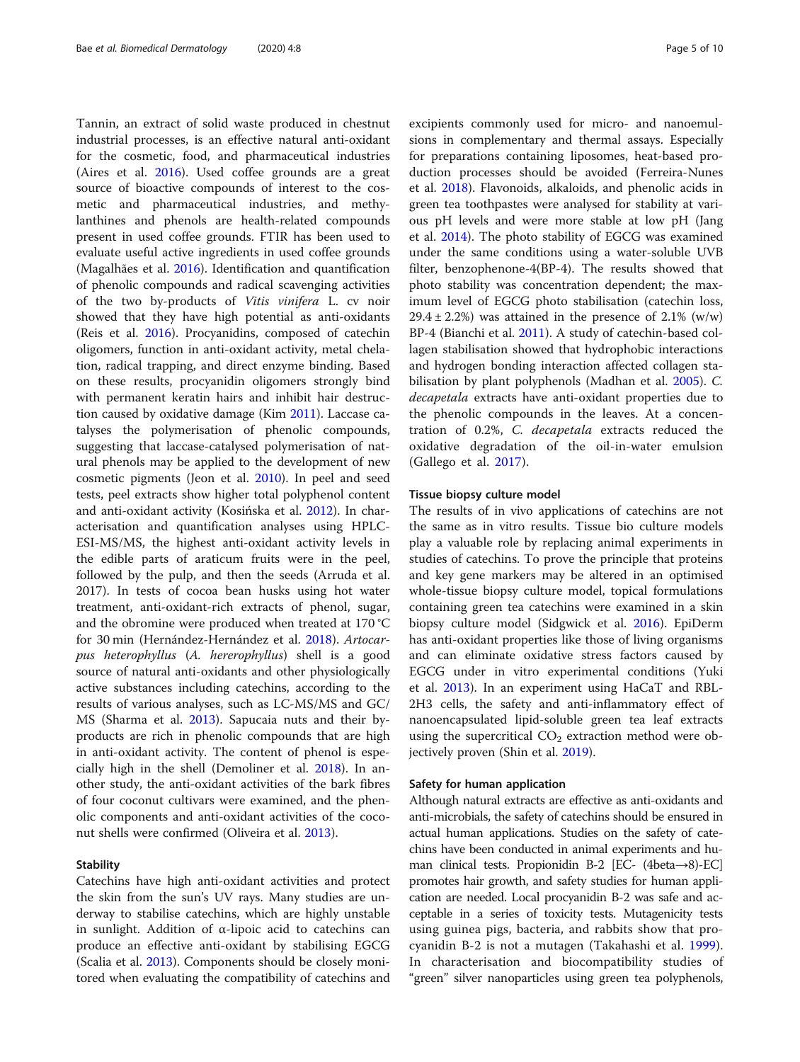Tannin, an extract of solid waste produced in chestnut industrial processes, is an effective natural anti-oxidant for the cosmetic, food, and pharmaceutical industries (Aires et al. 2016). Used coffee grounds are a great source of bioactive compounds of interest to the cosmetic and pharmaceutical industries, and methylanthines and phenols are health-related compounds present in used coffee grounds. FTIR has been used to evaluate useful active ingredients in used coffee grounds (Magalhães et al. 2016). Identification and quantification of phenolic compounds and radical scavenging activities of the two by-products of *Vitis vinifera* L. cv noir showed that they have high potential as anti-oxidants (Reis et al. 2016). Procyanidins, composed of catechin oligomers, function in anti-oxidant activity, metal chelation, radical trapping, and direct enzyme binding. Based on these results, procyanidin oligomers strongly bind with permanent keratin hairs and inhibit hair destruction caused by oxidative damage (Kim 2011). Laccase catalyses the polymerisation of phenolic compounds, suggesting that laccase-catalysed polymerisation of natural phenols may be applied to the development of new cosmetic pigments (Jeon et al. 2010). In peel and seed tests, peel extracts show higher total polyphenol content and anti-oxidant activity (Kosińska et al. 2012). In characterisation and quantification analyses using HPLC-ESI-MS/MS, the highest anti-oxidant activity levels in the edible parts of araticum fruits were in the peel, followed by the pulp, and then the seeds (Arruda et al. 2017). In tests of cocoa bean husks using hot water treatment, anti-oxidant-rich extracts of phenol, sugar, and theobromine were produced when treated at 170 °C for 30 min (Hernández-Hernández et al. 2018). *Artocarpus heterophyllus* (*A. hererophyllus*) shell is a good source of natural anti-oxidants and other physiologically active substances including catechins, according to the results of various analyses, such as LC-MS/MS and GC/MS (Sharma et al. 2013). Sapucaia nuts and their by-products are rich in phenolic compounds that are high in anti-oxidant activity. The content of phenol is especially high in the shell (Demoliner et al. 2018). In another study, the anti-oxidant activities of the bark fibres of four coconut cultivars were examined, and the phenolic components and anti-oxidant activities of the coconut shells were confirmed (Oliveira et al. 2013).

### Stability

Catechins have high anti-oxidant activities and protect the skin from the sun's UV rays. Many studies are underway to stabilise catechins, which are highly unstable in sunlight. Addition of α-lipoic acid to catechins can produce an effective anti-oxidant by stabilising EGCG (Scalia et al. 2013). Components should be closely monitored when evaluating the compatibility of catechins and excipients commonly used for micro- and nanoemulsions in complementary and thermal assays. Especially for preparations containing liposomes, heat-based production processes should be avoided (Ferreira-Nunes et al. 2018). Flavonoids, alkaloids, and phenolic acids in green tea toothpastes were analysed for stability at various pH levels and were more stable at low pH (Jang et al. 2014). The photo stability of EGCG was examined under the same conditions using a water-soluble UVB filter, benzophenone-4(BP-4). The results showed that photo stability was concentration dependent; the maximum level of EGCG photo stabilisation (catechin loss, $29.4 \pm 2.2\%$) was attained in the presence of 2.1% (w/w) BP-4 (Bianchi et al. 2011). A study of catechin-based collagen stabilisation showed that hydrophobic interactions and hydrogen bonding interaction affected collagen stabilisation by plant polyphenols (Madhan et al. 2005). *C. decapetala* extracts have anti-oxidant properties due to the phenolic compounds in the leaves. At a concentration of 0.2%, *C. decapetala* extracts reduced the oxidative degradation of the oil-in-water emulsion (Gallego et al. 2017).

### Tissue biopsy culture model

The results of in vivo applications of catechins are not the same as in vitro results. Tissue bio culture models play a valuable role by replacing animal experiments in studies of catechins. To prove the principle that proteins and key gene markers may be altered in an optimised whole-tissue biopsy culture model, topical formulations containing green tea catechins were examined in a skin biopsy culture model (Sidgwick et al. 2016). EpiDerm has anti-oxidant properties like those of living organisms and can eliminate oxidative stress factors caused by EGCG under in vitro experimental conditions (Yuki et al. 2013). In an experiment using HaCaT and RBL-2H3 cells, the safety and anti-inflammatory effect of nanoencapsulated lipid-soluble green tea leaf extracts using the supercritical $CO_2$ extraction method were objectively proven (Shin et al. 2019).

### Safety for human application

Although natural extracts are effective as anti-oxidants and anti-microbials, the safety of catechins should be ensured in actual human applications. Studies on the safety of catechins have been conducted in animal experiments and human clinical tests. Propionidin B-2 [EC- (4beta→8)-EC] promotes hair growth, and safety studies for human application are needed. Local procyanidin B-2 was safe and acceptable in a series of toxicity tests. Mutagenicity tests using guinea pigs, bacteria, and rabbits show that procyanidin B-2 is not a mutagen (Takahashi et al. 1999). In characterisation and biocompatibility studies of "green" silver nanoparticles using green tea polyphenols,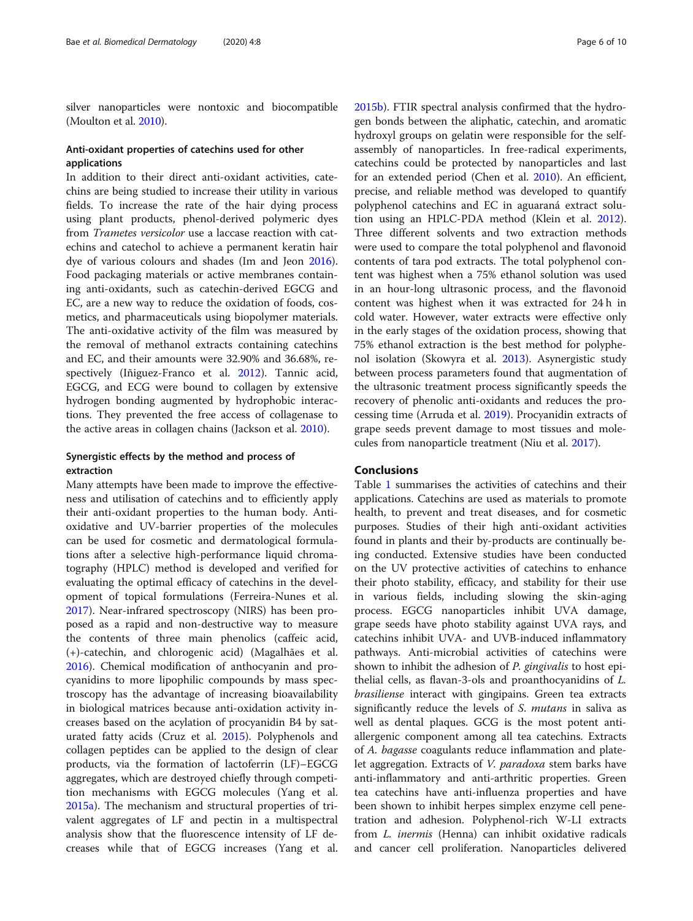silver nanoparticles were nontoxic and biocompatible (Moulton et al. 2010).

### Anti-oxidant properties of catechins used for other applications

In addition to their direct anti-oxidant activities, catechins are being studied to increase their utility in various fields. To increase the rate of the hair dying process using plant products, phenol-derived polymeric dyes from *Trametes versicolor* use a laccase reaction with catechins and catechol to achieve a permanent keratin hair dye of various colours and shades (Im and Jeon 2016). Food packaging materials or active membranes containing anti-oxidants, such as catechin-derived EGCG and EC, are a new way to reduce the oxidation of foods, cosmetics, and pharmaceuticals using biopolymer materials. The anti-oxidative activity of the film was measured by the removal of methanol extracts containing catechins and EC, and their amounts were 32.90% and 36.68%, respectively (Iñiguez-Franco et al. 2012). Tannic acid, EGCG, and ECG were bound to collagen by extensive hydrogen bonding augmented by hydrophobic interactions. They prevented the free access of collagenase to the active areas in collagen chains (Jackson et al. 2010).

### Synergistic effects by the method and process of extraction

Many attempts have been made to improve the effectiveness and utilisation of catechins and to efficiently apply their anti-oxidant properties to the human body. Anti-oxidative and UV-barrier properties of the molecules can be used for cosmetic and dermatological formulations after a selective high-performance liquid chromatography (HPLC) method is developed and verified for evaluating the optimal efficacy of catechins in the development of topical formulations (Ferreira-Nunes et al. 2017). Near-infrared spectroscopy (NIRS) has been proposed as a rapid and non-destructive way to measure the contents of three main phenolics (caffeic acid, (+)-catechin, and chlorogenic acid) (Magalhães et al. 2016). Chemical modification of anthocyanin and procyanidins to more lipophilic compounds by mass spectroscopy has the advantage of increasing bioavailability in biological matrices because anti-oxidation activity increases based on the acylation of procyanidin B4 by saturated fatty acids (Cruz et al. 2015). Polyphenols and collagen peptides can be applied to the design of clear products, via the formation of lactoferrin (LF)–EGCG aggregates, which are destroyed chiefly through competition mechanisms with EGCG molecules (Yang et al. 2015a). The mechanism and structural properties of trivalent aggregates of LF and pectin in a multispectral analysis show that the fluorescence intensity of LF decreases while that of EGCG increases (Yang et al. 2015b). FTIR spectral analysis confirmed that the hydrogen bonds between the aliphatic, catechin, and aromatic hydroxyl groups on gelatin were responsible for the self-assembly of nanoparticles. In free-radical experiments, catechins could be protected by nanoparticles and last for an extended period (Chen et al. 2010). An efficient, precise, and reliable method was developed to quantify polyphenol catechins and EC in aguaraná extract solution using an HPLC-PDA method (Klein et al. 2012). Three different solvents and two extraction methods were used to compare the total polyphenol and flavonoid contents of tara pod extracts. The total polyphenol content was highest when a 75% ethanol solution was used in an hour-long ultrasonic process, and the flavonoid content was highest when it was extracted for 24 h in cold water. However, water extracts were effective only in the early stages of the oxidation process, showing that 75% ethanol extraction is the best method for polyphenol isolation (Skowyra et al. 2013). Asynergistic study between process parameters found that augmentation of the ultrasonic treatment process significantly speeds the recovery of phenolic anti-oxidants and reduces the processing time (Arruda et al. 2019). Procyanidin extracts of grape seeds prevent damage to most tissues and molecules from nanoparticle treatment (Niu et al. 2017).

## Conclusions

Table 1 summarises the activities of catechins and their applications. Catechins are used as materials to promote health, to prevent and treat diseases, and for cosmetic purposes. Studies of their high anti-oxidant activities found in plants and their by-products are continually being conducted. Extensive studies have been conducted on the UV protective activities of catechins to enhance their photo stability, efficacy, and stability for their use in various fields, including slowing the skin-aging process. EGCG nanoparticles inhibit UVA damage, grape seeds have photo stability against UVA rays, and catechins inhibit UVA- and UVB-induced inflammatory pathways. Anti-microbial activities of catechins were shown to inhibit the adhesion of *P. gingivalis* to host epithelial cells, as flavan-3-ols and proanthocyanidins of *L. brasiliense* interact with gingipains. Green tea extracts significantly reduce the levels of *S. mutans* in saliva as well as dental plaques. GCG is the most potent anti-allergenic component among all tea catechins. Extracts of *A. bagasse* coagulants reduce inflammation and platelet aggregation. Extracts of *V. paradoxa* stem barks have anti-inflammatory and anti-arthritic properties. Green tea catechins have anti-influenza properties and have been shown to inhibit herpes simplex enzyme cell penetration and adhesion. Polyphenol-rich W-LI extracts from *L. inermis* (Henna) can inhibit oxidative radicals and cancer cell proliferation. Nanoparticles delivered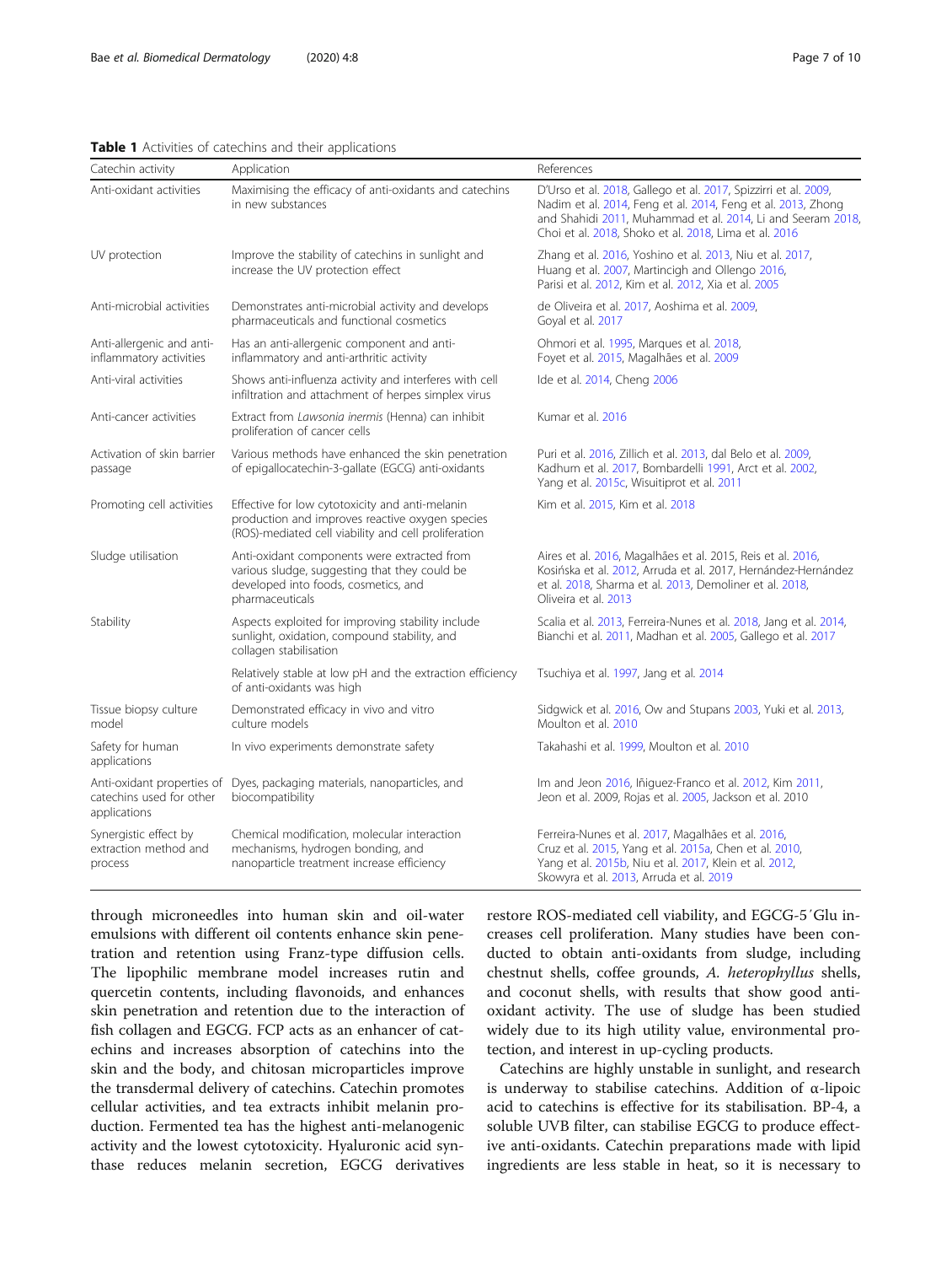**Table 1** Activities of catechins and their applications

| Catechin activity | Application | References |
|---|---|---|
| Anti-oxidant activities | Maximising the efficacy of anti-oxidants and catechins in new substances | D'Urso et al. 2018, Gallego et al. 2017, Spizzirri et al. 2009, Nadim et al. 2014, Feng et al. 2014, Feng et al. 2013, Zhong and Shahidi 2011, Muhammad et al. 2014, Li and Seeram 2018, Choi et al. 2018, Shoko et al. 2018, Lima et al. 2016 |
| UV protection | Improve the stability of catechins in sunlight and increase the UV protection effect | Zhang et al. 2016, Yoshino et al. 2013, Niu et al. 2017, Huang et al. 2007, Martincigh and Ollengo 2016, Parisi et al. 2012, Kim et al. 2012, Xia et al. 2005 |
| Anti-microbial activities | Demonstrates anti-microbial activity and develops pharmaceuticals and functional cosmetics | de Oliveira et al. 2017, Aoshima et al. 2009, Goyal et al. 2017 |
| Anti-allergenic and anti-inflammatory activities | Has an anti-allergenic component and anti-inflammatory and anti-arthritic activity | Ohmori et al. 1995, Marques et al. 2018, Foyet et al. 2015, Magalhães et al. 2009 |
| Anti-viral activities | Shows anti-influenza activity and interferes with cell infiltration and attachment of herpes simplex virus | Ide et al. 2014, Cheng 2006 |
| Anti-cancer activities | Extract from *Lawsonia inermis* (Henna) can inhibit proliferation of cancer cells | Kumar et al. 2016 |
| Activation of skin barrier passage | Various methods have enhanced the skin penetration of epigallocatechin-3-gallate (EGCG) anti-oxidants | Puri et al. 2016, Zillich et al. 2013, dal Belo et al. 2009, Kadhum et al. 2017, Bombardelli 1991, Arct et al. 2002, Yang et al. 2015c, Wisuitiprot et al. 2011 |
| Promoting cell activities | Effective for low cytotoxicity and anti-melanin production and improves reactive oxygen species (ROS)-mediated cell viability and cell proliferation | Kim et al. 2015, Kim et al. 2018 |
| Sludge utilisation | Anti-oxidant components were extracted from various sludge, suggesting that they could be developed into foods, cosmetics, and pharmaceuticals | Aires et al. 2016, Magalhães et al. 2015, Reis et al. 2016, Kosińska et al. 2012, Arruda et al. 2017, Hernández-Hernández et al. 2018, Sharma et al. 2013, Demoliner et al. 2018, Oliveira et al. 2013 |
| Stability | Aspects exploited for improving stability include sunlight, oxidation, compound stability, and collagen stabilisation | Scalia et al. 2013, Ferreira-Nunes et al. 2018, Jang et al. 2014, Bianchi et al. 2011, Madhan et al. 2005, Gallego et al. 2017 |
| | Relatively stable at low pH and the extraction efficiency of anti-oxidants was high | Tsuchiya et al. 1997, Jang et al. 2014 |
| Tissue biopsy culture model | Demonstrated efficacy in vivo and vitro culture models | Sidgwick et al. 2016, Ow and Stupans 2003, Yuki et al. 2013, Moulton et al. 2010 |
| Safety for human applications | In vivo experiments demonstrate safety | Takahashi et al. 1999, Moulton et al. 2010 |
| Anti-oxidant properties of catechins used for other applications | Dyes, packaging materials, nanoparticles, and biocompatibility | Im and Jeon 2016, Iñiguez-Franco et al. 2012, Kim 2011, Jeon et al. 2009, Rojas et al. 2005, Jackson et al. 2010 |
| Synergistic effect by extraction method and process | Chemical modification, molecular interaction mechanisms, hydrogen bonding, and nanoparticle treatment increase efficiency | Ferreira-Nunes et al. 2017, Magalhães et al. 2016, Cruz et al. 2015, Yang et al. 2015a, Chen et al. 2010, Yang et al. 2015b, Niu et al. 2017, Klein et al. 2012, Skowyra et al. 2013, Arruda et al. 2019 |

through microneedles into human skin and oil-water emulsions with different oil contents enhance skin penetration and retention using Franz-type diffusion cells. The lipophilic membrane model increases rutin and quercetin contents, including flavonoids, and enhances skin penetration and retention due to the interaction of fish collagen and EGCG. FCP acts as an enhancer of catechins and increases absorption of catechins into the skin and the body, and chitosan microparticles improve the transdermal delivery of catechins. Catechin promotes cellular activities, and tea extracts inhibit melanin production. Fermented tea has the highest anti-melanogenic activity and the lowest cytotoxicity. Hyaluronic acid synthase reduces melanin secretion, EGCG derivatives restore ROS-mediated cell viability, and EGCG-5′Glu increases cell proliferation. Many studies have been conducted to obtain anti-oxidants from sludge, including chestnut shells, coffee grounds, *A. heterophyllus* shells, and coconut shells, with results that show good anti-oxidant activity. The use of sludge has been studied widely due to its high utility value, environmental protection, and interest in up-cycling products.

Catechins are highly unstable in sunlight, and research is underway to stabilise catechins. Addition of α-lipoic acid to catechins is effective for its stabilisation. BP-4, a soluble UVB filter, can stabilise EGCG to produce effective anti-oxidants. Catechin preparations made with lipid ingredients are less stable in heat, so it is necessary to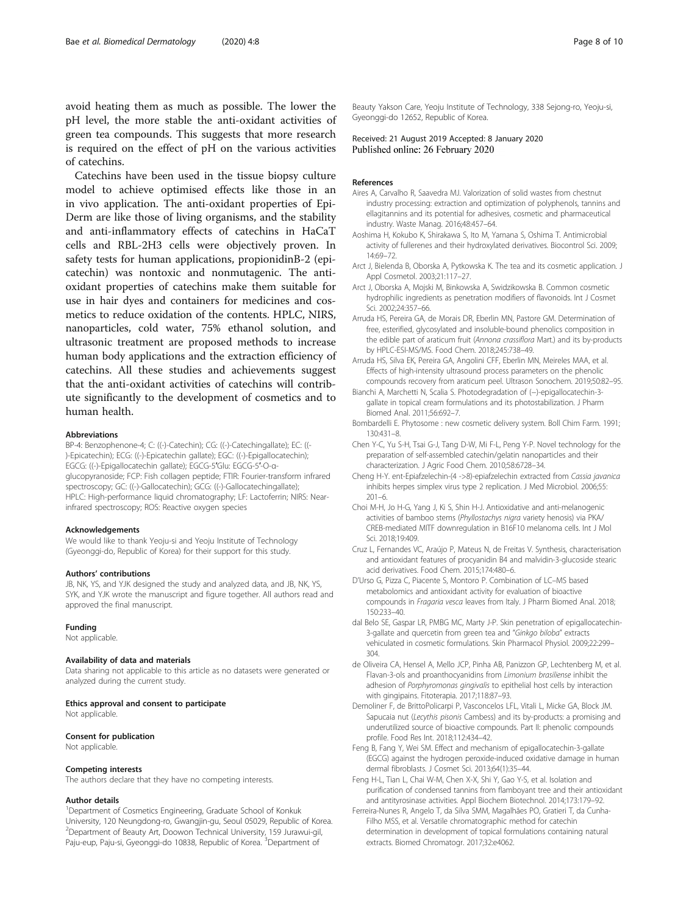avoid heating them as much as possible. The lower the pH level, the more stable the anti-oxidant activities of green tea compounds. This suggests that more research is required on the effect of pH on the various activities of catechins.

Catechins have been used in the tissue biopsy culture model to achieve optimised effects like those in an in vivo application. The anti-oxidant properties of Epi-Derm are like those of living organisms, and the stability and anti-inflammatory effects of catechins in HaCaT cells and RBL-2H3 cells were objectively proven. In safety tests for human applications, propionidinB-2 (epicatechin) was nontoxic and nonmutagenic. The anti-oxidant properties of catechins make them suitable for use in hair dyes and containers for medicines and cosmetics to reduce oxidation of the contents. HPLC, NIRS, nanoparticles, cold water, 75% ethanol solution, and ultrasonic treatment are proposed methods to increase human body applications and the extraction efficiency of catechins. All these studies and achievements suggest that the anti-oxidant activities of catechins will contribute significantly to the development of cosmetics and to human health.

#### Abbreviations

BP-4: Benzophenone-4; C: ((-)-Catechin); CG: ((-)-Catechingallate); EC: ((-)-Epicatechin); ECG: ((-)-Epicatechin gallate); EGC: ((-)-Epigallocatechin); EGCG: ((-)-Epigallocatechin gallate); EGCG-5′Glu: EGCG-5′-O-α-glucopyranoside; FCP: Fish collagen peptide; FTIR: Fourier-transform infrared spectroscopy; GC: ((-)-Gallocatechin); GCG: ((-)-Gallocatechingallate); HPLC: High-performance liquid chromatography; LF: Lactoferrin; NIRS: Near-infrared spectroscopy; ROS: Reactive oxygen species

#### Acknowledgements

We would like to thank Yeoju-si and Yeoju Institute of Technology (Gyeonggi-do, Republic of Korea) for their support for this study.

#### Authors' contributions

JB, NK, YS, and YJK designed the study and analyzed data, and JB, NK, YS, SYK, and YJK wrote the manuscript and figure together. All authors read and approved the final manuscript.

#### Funding

Not applicable.

#### Availability of data and materials

Data sharing not applicable to this article as no datasets were generated or analyzed during the current study.

#### Ethics approval and consent to participate

Not applicable.

#### Consent for publication

Not applicable.

#### Competing interests

The authors declare that they have no competing interests.

#### Author details

[1]Department of Cosmetics Engineering, Graduate School of Konkuk University, 120 Neungdong-ro, Gwangjin-gu, Seoul 05029, Republic of Korea. [2]Department of Beauty Art, Doowon Technical University, 159 Jurawui-gil, Paju-eup, Paju-si, Gyeonggi-do 10838, Republic of Korea. [3]Department of Beauty Yakson Care, Yeoju Institute of Technology, 338 Sejong-ro, Yeoju-si, Gyeonggi-do 12652, Republic of Korea.

Received: 21 August 2019 Accepted: 8 January 2020
Published online: 26 February 2020

#### References

Aires A, Carvalho R, Saavedra MJ. Valorization of solid wastes from chestnut industry processing: extraction and optimization of polyphenols, tannins and ellagitannins and its potential for adhesives, cosmetic and pharmaceutical industry. Waste Manag. 2016;48:457–64.

Aoshima H, Kokubo K, Shirakawa S, Ito M, Yamana S, Oshima T. Antimicrobial activity of fullerenes and their hydroxylated derivatives. Biocontrol Sci. 2009;14:69–72.

Arct J, Bielenda B, Oborska A, Pytkowska K. The tea and its cosmetic application. J Appl Cosmetol. 2003;21:117–27.

Arct J, Oborska A, Mojski M, Binkowska A, Swidzikowska B. Common cosmetic hydrophilic ingredients as penetration modifiers of flavonoids. Int J Cosmet Sci. 2002;24:357–66.

Arruda HS, Pereira GA, de Morais DR, Eberlin MN, Pastore GM. Determination of free, esterified, glycosylated and insoluble-bound phenolics composition in the edible part of araticum fruit (*Annona crassiflora* Mart.) and its by-products by HPLC-ESI-MS/MS. Food Chem. 2018;245:738–49.

Arruda HS, Silva EK, Pereira GA, Angolini CFF, Eberlin MN, Meireles MAA, et al. Effects of high-intensity ultrasound process parameters on the phenolic compounds recovery from araticum peel. Ultrason Sonochem. 2019;50:82–95.

Bianchi A, Marchetti N, Scalia S. Photodegradation of (−)-epigallocatechin-3-gallate in topical cream formulations and its photostabilization. J Pharm Biomed Anal. 2011;56:692–7.

Bombardelli E. Phytosome : new cosmetic delivery system. Boll Chim Farm. 1991;130:431–8.

Chen Y-C, Yu S-H, Tsai G-J, Tang D-W, Mi F-L, Peng Y-P. Novel technology for the preparation of self-assembled catechin/gelatin nanoparticles and their characterization. J Agric Food Chem. 2010;58:6728–34.

Cheng H-Y. ent-Epiafzelechin-(4 ->8)-epiafzelechin extracted from *Cassia javanica* inhibits herpes simplex virus type 2 replication. J Med Microbiol. 2006;55:201–6.

Choi M-H, Jo H-G, Yang J, Ki S, Shin H-J. Antioxidative and anti-melanogenic activities of bamboo stems (*Phyllostachys nigra* variety henosis) via PKA/CREB-mediated MITF downregulation in B16F10 melanoma cells. Int J Mol Sci. 2018;19:409.

Cruz L, Fernandes VC, Araújo P, Mateus N, de Freitas V. Synthesis, characterisation and antioxidant features of procyanidin B4 and malvidin-3-glucoside stearic acid derivatives. Food Chem. 2015;174:480–6.

D'Urso G, Pizza C, Piacente S, Montoro P. Combination of LC–MS based metabolomics and antioxidant activity for evaluation of bioactive compounds in *Fragaria vesca* leaves from Italy. J Pharm Biomed Anal. 2018;150:233–40.

dal Belo SE, Gaspar LR, PMBG MC, Marty J-P. Skin penetration of epigallocatechin-3-gallate and quercetin from green tea and "*Ginkgo biloba*" extracts vehiculated in cosmetic formulations. Skin Pharmacol Physiol. 2009;22:299–304.

de Oliveira CA, Hensel A, Mello JCP, Pinha AB, Panizzon GP, Lechtenberg M, et al. Flavan-3-ols and proanthocyanidins from *Limonium brasiliense* inhibit the adhesion of *Porphyromonas gingivalis* to epithelial host cells by interaction with gingipains. Fitoterapia. 2017;118:87–93.

Demoliner F, de BrittoPolicarpi P, Vasconcelos LFL, Vitali L, Micke GA, Block JM. Sapucaia nut (*Lecythis pisonis* Cambess) and its by-products: a promising and underutilized source of bioactive compounds. Part II: phenolic compounds profile. Food Res Int. 2018;112:434–42.

Feng B, Fang Y, Wei SM. Effect and mechanism of epigallocatechin-3-gallate (EGCG) against the hydrogen peroxide-induced oxidative damage in human dermal fibroblasts. J Cosmet Sci. 2013;64(1):35–44.

Feng H-L, Tian L, Chai W-M, Chen X-X, Shi Y, Gao Y-S, et al. Isolation and purification of condensed tannins from flamboyant tree and their antioxidant and antityrosinase activities. Appl Biochem Biotechnol. 2014;173:179–92.

Ferreira-Nunes R, Angelo T, da Silva SMM, Magalhães PO, Gratieri T, da Cunha-Filho MSS, et al. Versatile chromatographic method for catechin determination in development of topical formulations containing natural extracts. Biomed Chromatogr. 2017;32:e4062.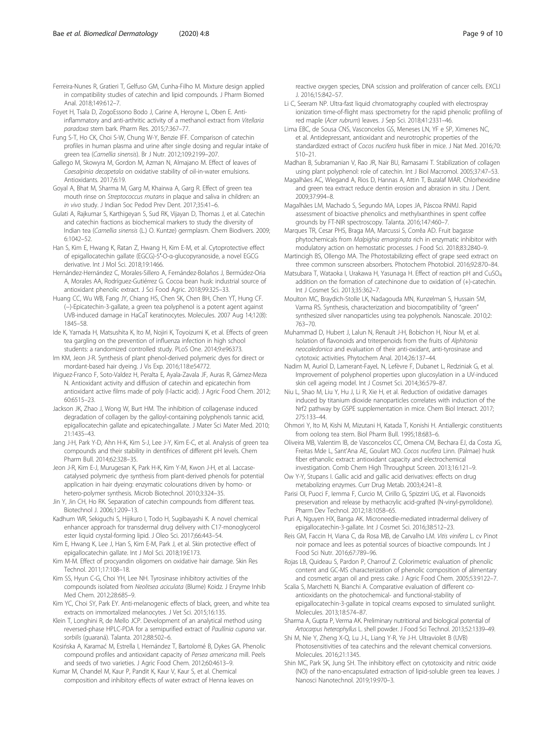Ferreira-Nunes R, Gratieri T, Gelfuso GM, Cunha-Filho M. Mixture design applied in compatibility studies of catechin and lipid compounds. J Pharm Biomed Anal. 2018;149:612–7.

Foyet H, Tsala D, ZogoEssono Bodo J, Carine A, Heroyne L, Oben E. Anti-inflammatory and anti-arthritic activity of a methanol extract from *Vitellaria paradoxa* stem bark. Pharm Res. 2015;7:367–77.

Fung S-T, Ho CK, Choi S-W, Chung W-Y, Benzie IFF. Comparison of catechin profiles in human plasma and urine after single dosing and regular intake of green tea (*Camellia sinensis*). Br J Nutr. 2012;109:2199–207.

Gallego M, Skowyra M, Gordon M, Azman N, Almajano M. Effect of leaves of *Caesalpinia decapetala* on oxidative stability of oil-in-water emulsions. Antioxidants. 2017;6:19.

Goyal A, Bhat M, Sharma M, Garg M, Khairwa A, Garg R. Effect of green tea mouth rinse on *Streptococcus mutans* in plaque and saliva in children: an *in vivo* study. J Indian Soc Pedod Prev Dent. 2017;35:41–6.

Gulati A, Rajkumar S, Karthigeyan S, Sud RK, Vijayan D, Thomas J, et al. Catechin and catechin fractions as biochemical markers to study the diversity of Indian tea (*Camellia sinensis* (L.) O. Kuntze) germplasm. Chem Biodivers. 2009;6:1042–52.

Han S, Kim E, Hwang K, Ratan Z, Hwang H, Kim E-M, et al. Cytoprotective effect of epigallocatechin gallate (EGCG)-5′-O-α-glucopyranoside, a novel EGCG derivative. Int J Mol Sci. 2018;19:1466.

Hernández-Hernández C, Morales-Sillero A, Fernández-Bolaños J, Bermúdez-Oria A, Morales AA, Rodríguez-Gutiérrez G. Cocoa bean husk: industrial source of antioxidant phenolic extract. J Sci Food Agric. 2018;99:325–33.

Huang CC, Wu WB, Fang JY, Chiang HS, Chen SK, Chen BH, Chen YT, Hung CF. (−)-Epicatechin-3-gallate, a green tea polyphenol is a potent agent against UVB-induced damage in HaCaT keratinocytes. Molecules. 2007 Aug 14;12(8):1845–58.

Ide K, Yamada H, Matsushita K, Ito M, Nojiri K, Toyoizumi K, et al. Effects of green tea gargling on the prevention of influenza infection in high school students: a randomized controlled study. PLoS One. 2014;9:e96373.

Im KM, Jeon J-R. Synthesis of plant phenol-derived polymeric dyes for direct or mordant-based hair dyeing. J Vis Exp. 2016;118:e54772.

Iñiguez-Franco F, Soto-Valdez H, Peralta E, Ayala-Zavala JF, Auras R, Gámez-Meza N. Antioxidant activity and diffusion of catechin and epicatechin from antioxidant active films made of poly (l-lactic acid). J Agric Food Chem. 2012;60:6515–23.

Jackson JK, Zhao J, Wong W, Burt HM. The inhibition of collagenase induced degradation of collagen by the galloyl-containing polyphenols tannic acid, epigallocatechin gallate and epicatechingallate. J Mater Sci Mater Med. 2010;21:1435–43.

Jang J-H, Park Y-D, Ahn H-K, Kim S-J, Lee J-Y, Kim E-C, et al. Analysis of green tea compounds and their stability in dentifrices of different pH levels. Chem Pharm Bull. 2014;62:328–35.

Jeon J-R, Kim E-J, Murugesan K, Park H-K, Kim Y-M, Kwon J-H, et al. Laccase-catalysed polymeric dye synthesis from plant-derived phenols for potential application in hair dyeing: enzymatic colourations driven by homo- or hetero-polymer synthesis. Microb Biotechnol. 2010;3:324–35.

Jin Y, Jin CH, Ho RK. Separation of catechin compounds from different teas. Biotechnol J. 2006;1:209–13.

Kadhum WR, Sekiguchi S, Hijikuro I, Todo H, Sugibayashi K. A novel chemical enhancer approach for transdermal drug delivery with C17-monoglycerol ester liquid crystal-forming lipid. J Oleo Sci. 2017;66:443–54.

Kim E, Hwang K, Lee J, Han S, Kim E-M, Park J, et al. Skin protective effect of epigallocatechin gallate. Int J Mol Sci. 2018;19:E173.

Kim M-M. Effect of procyandin oligomers on oxidative hair damage. Skin Res Technol. 2011;17:108–18.

Kim SS, Hyun C-G, Choi YH, Lee NH. Tyrosinase inhibitory activities of the compounds isolated from *Neolitsea aciculata* (Blume) Koidz. J Enzyme Inhib Med Chem. 2012;28:685–9.

Kim YC, Choi SY, Park EY. Anti-melanogenic effects of black, green, and white tea extracts on immortalized melanocytes. J Vet Sci. 2015;16:135.

Klein T, Longhini R, de Mello JCP. Development of an analytical method using reversed-phase HPLC-PDA for a semipurified extract of *Paullinia cupana* var. *sorbilis* (guaraná). Talanta. 2012;88:502–6.

Kosińska A, Karamać M, Estrella I, Hernández T, Bartolomé B, Dykes GA. Phenolic compound profiles and antioxidant capacity of *Persea americana* mill. Peels and seeds of two varieties. J Agric Food Chem. 2012;60:4613–9.

Kumar M, Chandel M, Kaur P, Pandit K, Kaur V, Kaur S, et al. Chemical composition and inhibitory effects of water extract of Henna leaves on reactive oxygen species, DNA scission and proliferation of cancer cells. EXCLI J. 2016;15:842–57.

Li C, Seeram NP. Ultra-fast liquid chromatography coupled with electrospray ionization time-of-flight mass spectrometry for the rapid phenolic profiling of red maple (*Acer rubrum*) leaves. J Sep Sci. 2018;41:2331–46.

Lima EBC, de Sousa CNS, Vasconcelos GS, Meneses LN, YF e SP, Ximenes NC, et al. Antidepressant, antioxidant and neurotrophic properties of the standardized extract of *Cocos nucifera* husk fiber in mice. J Nat Med. 2016;70:510–21.

Madhan B, Subramanian V, Rao JR, Nair BU, Ramasami T. Stabilization of collagen using plant polyphenol: role of catechin. Int J Biol Macromol. 2005;37:47–53.

Magalhães AC, Wiegand A, Rios D, Hannas A, Attin T, Buzalaf MAR. Chlorhexidine and green tea extract reduce dentin erosion and abrasion in situ. J Dent. 2009;37:994–8.

Magalhães LM, Machado S, Segundo MA, Lopes JA, Páscoa RNMJ. Rapid assessment of bioactive phenolics and methylxanthines in spent coffee grounds by FT-NIR spectroscopy. Talanta. 2016;147:460–7.

Marques TR, Cesar PHS, Braga MA, Marcussi S, Corrêa AD. Fruit bagasse phytochemicals from *Malpighia emarginata* rich in enzymatic inhibitor with modulatory action on hemostatic processes. J Food Sci. 2018;83:2840–9.

Martincigh BS, Ollengo MA. The Photostabilizing effect of grape seed extract on three common sunscreen absorbers. Photochem Photobiol. 2016;92:870–84.

Matsubara T, Wataoka I, Urakawa H, Yasunaga H. Effect of reaction pH and $CuSO_4$ addition on the formation of catechinone due to oxidation of (+)-catechin. Int J Cosmet Sci. 2013;35:362–7.

Moulton MC, Braydich-Stolle LK, Nadagouda MN, Kunzelman S, Hussain SM, Varma RS. Synthesis, characterization and biocompatibility of "green" synthesized silver nanoparticles using tea polyphenols. Nanoscale. 2010;2:763–70.

Muhammad D, Hubert J, Lalun N, Renault J-H, Bobichon H, Nour M, et al. Isolation of flavonoids and triterpenoids from the fruits of *Alphitonia neocaledonica* and evaluation of their anti-oxidant, anti-tyrosinase and cytotoxic activities. Phytochem Anal. 2014;26:137–44.

Nadim M, Auriol D, Lamerant-FayeL N, Lefèvre F, Dubanet L, Redziniak G, et al. Improvement of polyphenol properties upon glucosylation in a UV-induced skin cell ageing model. Int J Cosmet Sci. 2014;36:579–87.

Niu L, Shao M, Liu Y, Hu J, Li R, Xie H, et al. Reduction of oxidative damages induced by titanium dioxide nanoparticles correlates with induction of the Nrf2 pathway by GSPE supplementation in mice. Chem Biol Interact. 2017;275:133–44.

Ohmori Y, Ito M, Kishi M, Mizutani H, Katada T, Konishi H. Antiallergic constituents from oolong tea stem. Biol Pharm Bull. 1995;18:683–6.

Oliveira MB, Valentim IB, de Vasconcelos CC, Omena CM, Bechara EJ, da Costa JG, Freitas Mde L, Sant'Ana AE, Goulart MO. *Cocos nucifera* Linn. (Palmae) husk fiber ethanolic extract: antioxidant capacity and electrochemical investigation. Comb Chem High Throughput Screen. 2013;16:121–9.

Ow Y-Y, Stupans I. Gallic acid and gallic acid derivatives: effects on drug metabolizing enzymes. Curr Drug Metab. 2003;4:241–8.

Parisi OI, Puoci F, Iemma F, Curcio M, Cirillo G, Spizzirri UG, et al. Flavonoids preservation and release by methacrylic acid-grafted (N-vinyl-pyrrolidone). Pharm Dev Technol. 2012;18:1058–65.

Puri A, Nguyen HX, Banga AK. Microneedle-mediated intradermal delivery of epigallocatechin-3-gallate. Int J Cosmet Sci. 2016;38:512–23.

Reis GM, Faccin H, Viana C, da Rosa MB, de Carvalho LM. *Vitis vinifera* L. cv Pinot noir pomace and lees as potential sources of bioactive compounds. Int J Food Sci Nutr. 2016;67:789–96.

Rojas LB, Quideau S, Pardon P, Charrouf Z. Colorimetric evaluation of phenolic content and GC-MS characterization of phenolic composition of alimentary and cosmetic argan oil and press cake. J Agric Food Chem. 2005;53:9122–7.

Scalia S, Marchetti N, Bianchi A. Comparative evaluation of different co-antioxidants on the photochemical- and functional-stability of epigallocatechin-3-gallate in topical creams exposed to simulated sunlight. Molecules. 2013;18:574–87.

Sharma A, Gupta P, Verma AK. Preliminary nutritional and biological potential of *Artocarpus heterophyllus* L. shell powder. J Food Sci Technol. 2013;52:1339–49.

Shi M, Nie Y, Zheng X-Q, Lu J-L, Liang Y-R, Ye J-H. Ultraviolet B (UVB) Photosensitivities of tea catechins and the relevant chemical conversions. Molecules. 2016;21:1345.

Shin MC, Park SK, Jung SH. The inhibitory effect on cytotoxicity and nitric oxide (NO) of the nano-encapsulated extraction of lipid-soluble green tea leaves. J Nanosci Nanotechnol. 2019;19:970–3.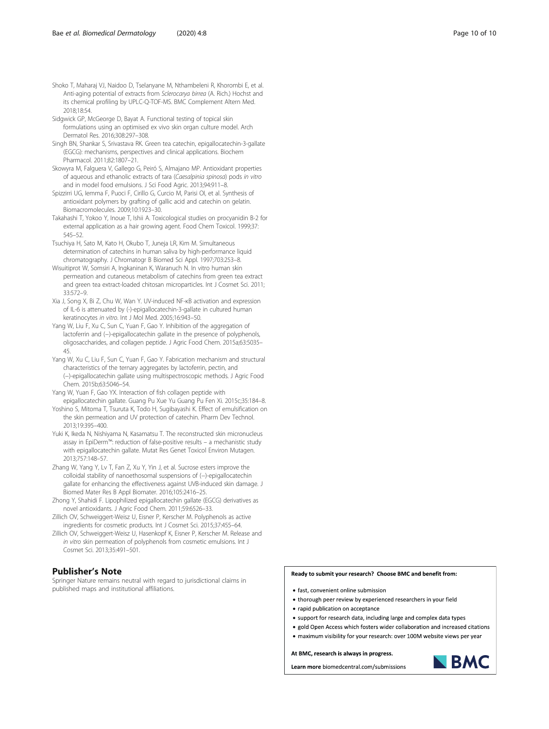Shoko T, Maharaj VJ, Naidoo D, Tselanyane M, Nthambeleni R, Khorombi E, et al. Anti-aging potential of extracts from *Sclerocarya birrea* (A. Rich.) Hochst and its chemical profiling by UPLC-Q-TOF-MS. BMC Complement Altern Med. 2018;18:54.

Sidgwick GP, McGeorge D, Bayat A. Functional testing of topical skin formulations using an optimised ex vivo skin organ culture model. Arch Dermatol Res. 2016;308:297–308.

Singh BN, Shankar S, Srivastava RK. Green tea catechin, epigallocatechin-3-gallate (EGCG): mechanisms, perspectives and clinical applications. Biochem Pharmacol. 2011;82:1807–21.

Skowyra M, Falguera V, Gallego G, Peiró S, Almajano MP. Antioxidant properties of aqueous and ethanolic extracts of tara (*Caesalpinia spinosa*) pods *in vitro* and in model food emulsions. J Sci Food Agric. 2013;94:911–8.

Spizzirri UG, Iemma F, Puoci F, Cirillo G, Curcio M, Parisi OI, et al. Synthesis of antioxidant polymers by grafting of gallic acid and catechin on gelatin. Biomacromolecules. 2009;10:1923–30.

Takahashi T, Yokoo Y, Inoue T, Ishii A. Toxicological studies on procyanidin B-2 for external application as a hair growing agent. Food Chem Toxicol. 1999;37:545–52.

Tsuchiya H, Sato M, Kato H, Okubo T, Juneja LR, Kim M. Simultaneous determination of catechins in human saliva by high-performance liquid chromatography. J Chromatogr B Biomed Sci Appl. 1997;703:253–8.

Wisuitiprot W, Somsiri A, Ingkaninan K, Waranuch N. In vitro human skin permeation and cutaneous metabolism of catechins from green tea extract and green tea extract-loaded chitosan microparticles. Int J Cosmet Sci. 2011;33:572–9.

Xia J, Song X, Bi Z, Chu W, Wan Y. UV-induced NF-κB activation and expression of IL-6 is attenuated by (-)-epigallocatechin-3-gallate in cultured human keratinocytes *in vitro*. Int J Mol Med. 2005;16:943–50.

Yang W, Liu F, Xu C, Sun C, Yuan F, Gao Y. Inhibition of the aggregation of lactoferrin and (−)-epigallocatechin gallate in the presence of polyphenols, oligosaccharides, and collagen peptide. J Agric Food Chem. 2015a;63:5035–45.

Yang W, Xu C, Liu F, Sun C, Yuan F, Gao Y. Fabrication mechanism and structural characteristics of the ternary aggregates by lactoferrin, pectin, and (−)-epigallocatechin gallate using multispectroscopic methods. J Agric Food Chem. 2015b;63:5046–54.

Yang W, Yuan F, Gao YX. Interaction of fish collagen peptide with epigallocatechin gallate. Guang Pu Xue Yu Guang Pu Fen Xi. 2015c;35:184–8.

Yoshino S, Mitoma T, Tsuruta K, Todo H, Sugibayashi K. Effect of emulsification on the skin permeation and UV protection of catechin. Pharm Dev Technol. 2013;19:395–400.

Yuki K, Ikeda N, Nishiyama N, Kasamatsu T. The reconstructed skin micronucleus assay in EpiDerm™: reduction of false-positive results – a mechanistic study with epigallocatechin gallate. Mutat Res Genet Toxicol Environ Mutagen. 2013;757:148–57.

Zhang W, Yang Y, Lv T, Fan Z, Xu Y, Yin J, et al. Sucrose esters improve the colloidal stability of nanoethosomal suspensions of (−)-epigallocatechin gallate for enhancing the effectiveness against UVB-induced skin damage. J Biomed Mater Res B Appl Biomater. 2016;105:2416–25.

Zhong Y, Shahidi F. Lipophilized epigallocatechin gallate (EGCG) derivatives as novel antioxidants. J Agric Food Chem. 2011;59:6526–33.

Zillich OV, Schweiggert-Weisz U, Eisner P, Kerscher M. Polyphenols as active ingredients for cosmetic products. Int J Cosmet Sci. 2015;37:455–64.

Zillich OV, Schweiggert-Weisz U, Hasenkopf K, Eisner P, Kerscher M. Release and *in vitro* skin permeation of polyphenols from cosmetic emulsions. Int J Cosmet Sci. 2013;35:491–501.

## Publisher's Note

Springer Nature remains neutral with regard to jurisdictional claims in published maps and institutional affiliations.

**Ready to submit your research? Choose BMC and benefit from:**

- fast, convenient online submission
- thorough peer review by experienced researchers in your field
- rapid publication on acceptance
- support for research data, including large and complex data types
- gold Open Access which fosters wider collaboration and increased citations
- maximum visibility for your research: over 100M website views per year

**At BMC, research is always in progress.**

**Learn more** biomedcentral.com/submissions

BMC